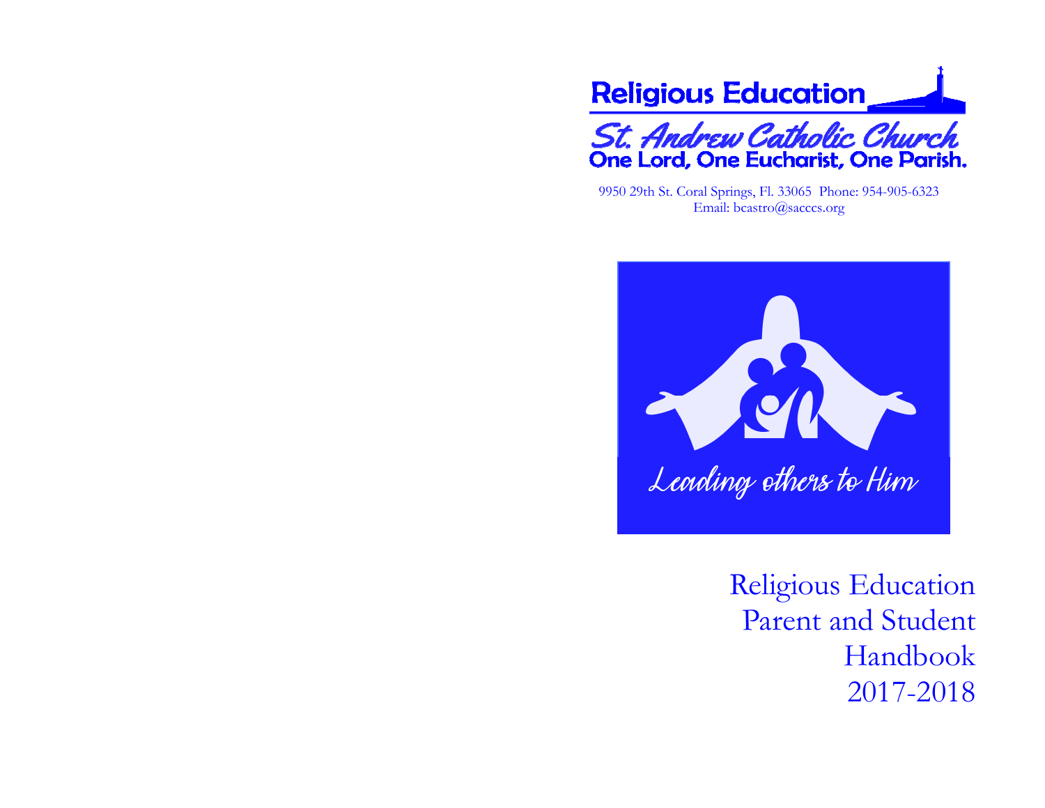# Religious Education

## St. Andrew Catholic Church

**One Lord, One Eucharist, One Parish.**

9950 29th St. Coral Springs, Fl. 33065 Phone: 954-905-6323
Email: bcastro@sacccs.org

*Leading others to Him*

# Religious Education Parent and Student Handbook 2017-2018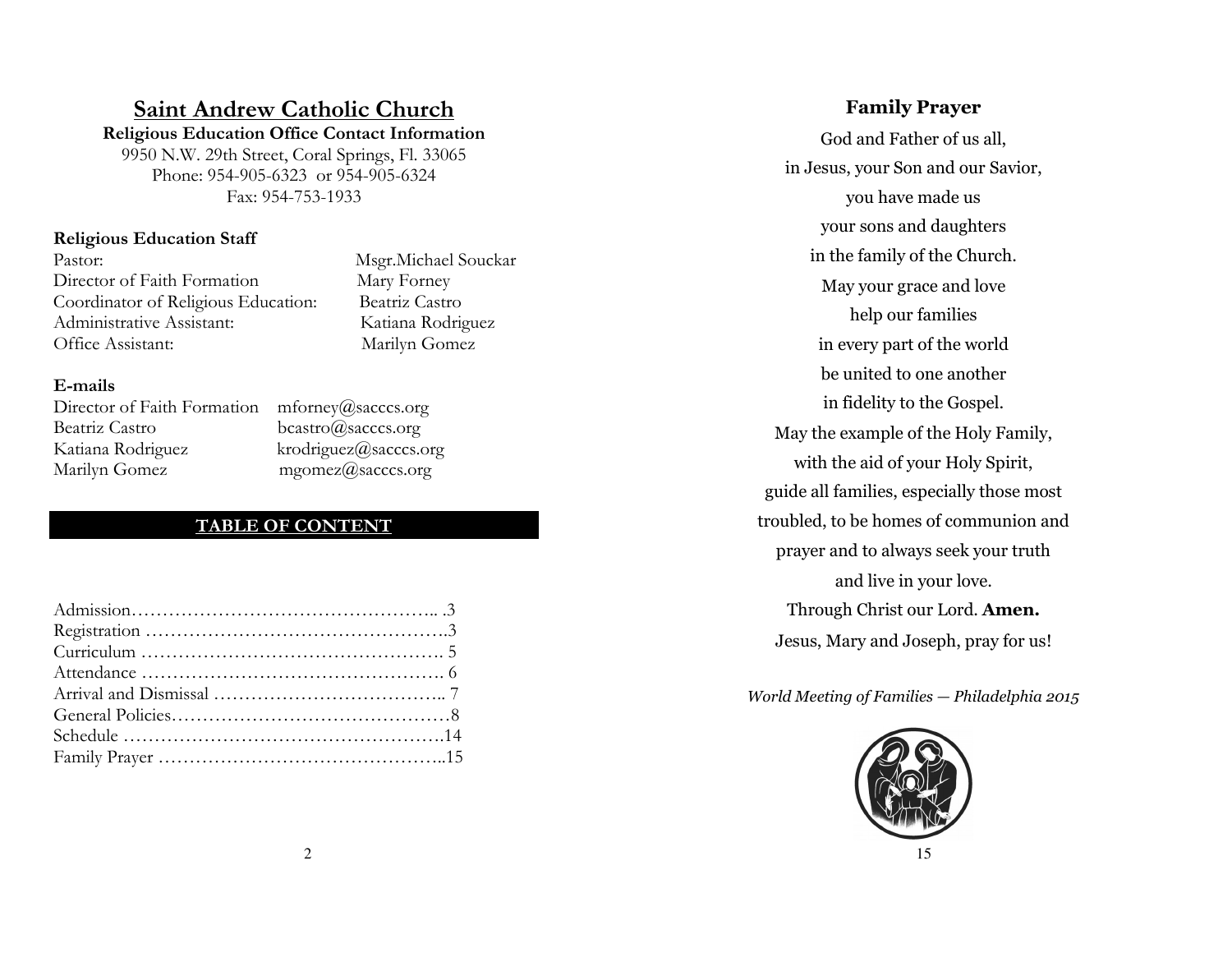# Saint Andrew Catholic Church

**Religious Education Office Contact Information**

9950 N.W. 29th Street, Coral Springs, Fl. 33065
Phone: 954-905-6323 or 954-905-6324
Fax: 954-753-1933

**Religious Education Staff**

| | |
|---|---|
| Pastor: | Msgr.Michael Souckar |
| Director of Faith Formation | Mary Forney |
| Coordinator of Religious Education: | Beatriz Castro |
| Administrative Assistant: | Katiana Rodriguez |
| Office Assistant: | Marilyn Gomez |

**E-mails**

| | |
|---|---|
| Director of Faith Formation | mforney@sacccs.org |
| Beatriz Castro | bcastro@sacccs.org |
| Katiana Rodriguez | krodriguez@sacccs.org |
| Marilyn Gomez | mgomez@sacccs.org |

## TABLE OF CONTENT

Admission…………………………………………….. .3
Registration ………………………………………….3
Curriculum …………………………………………. 5
Attendance …………………………………………. 6
Arrival and Dismissal ……………………………….. 7
General Policies………………………………………8
Schedule …………………………………………….14
Family Prayer ………………………………………..15

## Family Prayer

God and Father of us all,
in Jesus, your Son and our Savior,
you have made us
your sons and daughters
in the family of the Church.
May your grace and love
help our families
in every part of the world
be united to one another
in fidelity to the Gospel.
May the example of the Holy Family,
with the aid of your Holy Spirit,
guide all families, especially those most
troubled, to be homes of communion and
prayer and to always seek your truth
and live in your love.
Through Christ our Lord. **Amen.**
Jesus, Mary and Joseph, pray for us!

*World Meeting of Families — Philadelphia 2015*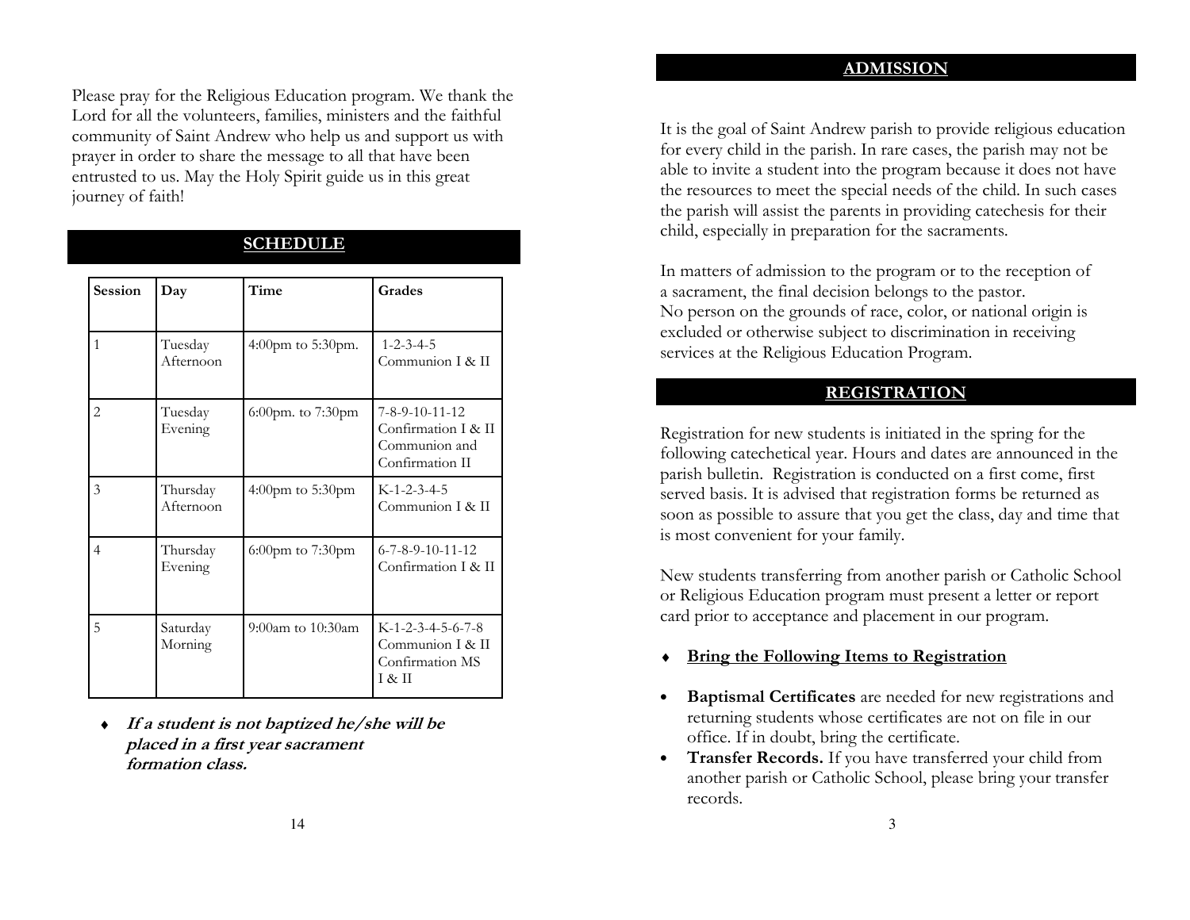Please pray for the Religious Education program. We thank the Lord for all the volunteers, families, ministers and the faithful community of Saint Andrew who help us and support us with prayer in order to share the message to all that have been entrusted to us. May the Holy Spirit guide us in this great journey of faith!

## SCHEDULE

| Session | Day | Time | Grades |
|---|---|---|---|
| 1 | Tuesday Afternoon | 4:00pm to 5:30pm. | 1-2-3-4-5 Communion I & II |
| 2 | Tuesday Evening | 6:00pm. to 7:30pm | 7-8-9-10-11-12 Confirmation I & II Communion and Confirmation II |
| 3 | Thursday Afternoon | 4:00pm to 5:30pm | K-1-2-3-4-5 Communion I & II |
| 4 | Thursday Evening | 6:00pm to 7:30pm | 6-7-8-9-10-11-12 Confirmation I & II |
| 5 | Saturday Morning | 9:00am to 10:30am | K-1-2-3-4-5-6-7-8 Communion I & II Confirmation MS I & II |

- ***If a student is not baptized he/she will be placed in a first year sacrament formation class.***

## ADMISSION

It is the goal of Saint Andrew parish to provide religious education for every child in the parish. In rare cases, the parish may not be able to invite a student into the program because it does not have the resources to meet the special needs of the child. In such cases the parish will assist the parents in providing catechesis for their child, especially in preparation for the sacraments.

In matters of admission to the program or to the reception of a sacrament, the final decision belongs to the pastor.
No person on the grounds of race, color, or national origin is excluded or otherwise subject to discrimination in receiving services at the Religious Education Program.

## REGISTRATION

Registration for new students is initiated in the spring for the following catechetical year. Hours and dates are announced in the parish bulletin. Registration is conducted on a first come, first served basis. It is advised that registration forms be returned as soon as possible to assure that you get the class, day and time that is most convenient for your family.

New students transferring from another parish or Catholic School or Religious Education program must present a letter or report card prior to acceptance and placement in our program.

- **Bring the Following Items to Registration**

- **Baptismal Certificates** are needed for new registrations and returning students whose certificates are not on file in our office. If in doubt, bring the certificate.
- **Transfer Records.** If you have transferred your child from another parish or Catholic School, please bring your transfer records.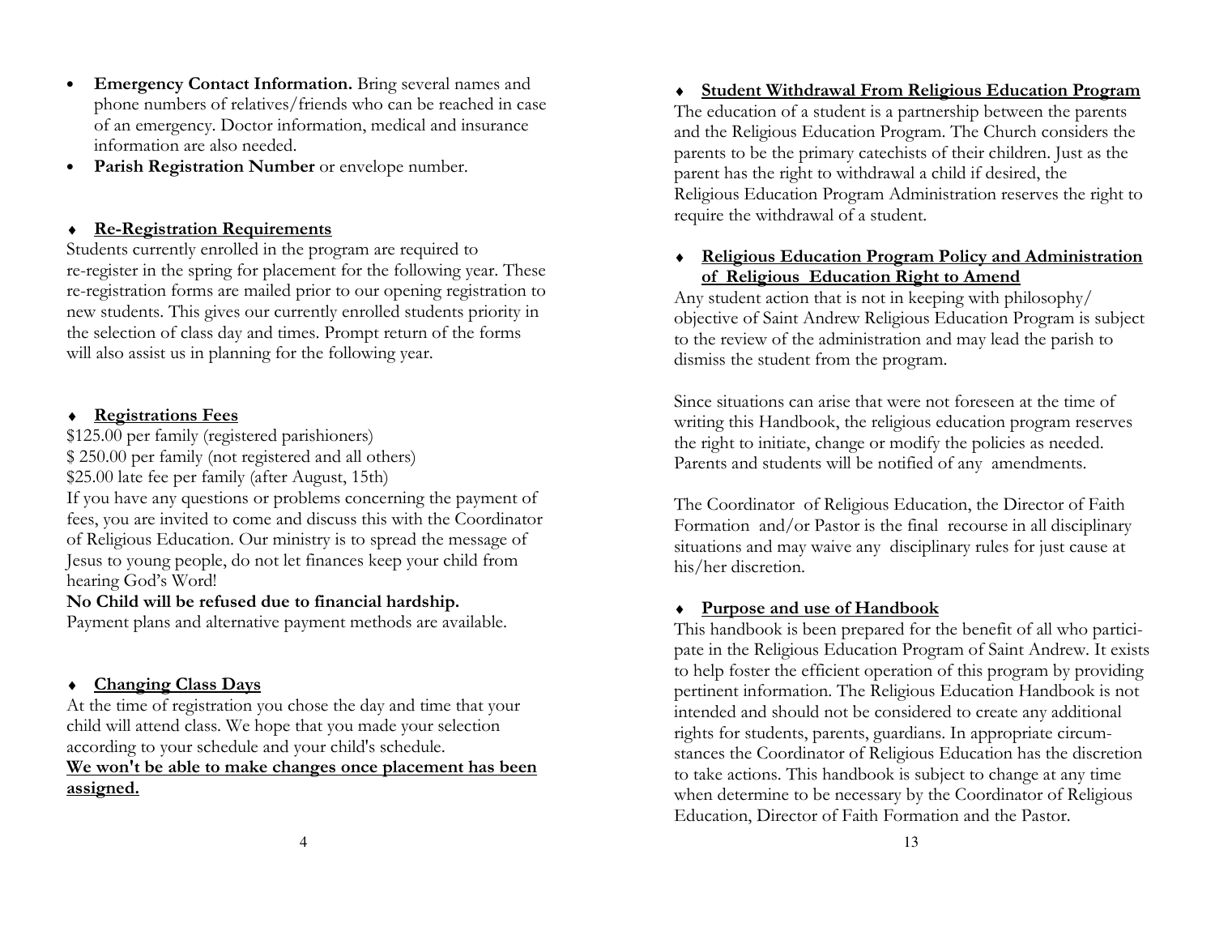- **Emergency Contact Information.** Bring several names and phone numbers of relatives/friends who can be reached in case of an emergency. Doctor information, medical and insurance information are also needed.
- **Parish Registration Number** or envelope number.

### ♦ Re-Registration Requirements

Students currently enrolled in the program are required to re-register in the spring for placement for the following year. These re-registration forms are mailed prior to our opening registration to new students. This gives our currently enrolled students priority in the selection of class day and times. Prompt return of the forms will also assist us in planning for the following year.

### ♦ Registrations Fees

$125.00 per family (registered parishioners)
$ 250.00 per family (not registered and all others)
$25.00 late fee per family (after August, 15th)
If you have any questions or problems concerning the payment of fees, you are invited to come and discuss this with the Coordinator of Religious Education. Our ministry is to spread the message of Jesus to young people, do not let finances keep your child from hearing God's Word!

**No Child will be refused due to financial hardship.**
Payment plans and alternative payment methods are available.

### ♦ Changing Class Days

At the time of registration you chose the day and time that your child will attend class. We hope that you made your selection according to your schedule and your child's schedule.

**We won't be able to make changes once placement has been assigned.**

### ♦ Student Withdrawal From Religious Education Program

The education of a student is a partnership between the parents and the Religious Education Program. The Church considers the parents to be the primary catechists of their children. Just as the parent has the right to withdrawal a child if desired, the Religious Education Program Administration reserves the right to require the withdrawal of a student.

### ♦ Religious Education Program Policy and Administration of Religious Education Right to Amend

Any student action that is not in keeping with philosophy/ objective of Saint Andrew Religious Education Program is subject to the review of the administration and may lead the parish to dismiss the student from the program.

Since situations can arise that were not foreseen at the time of writing this Handbook, the religious education program reserves the right to initiate, change or modify the policies as needed. Parents and students will be notified of any amendments.

The Coordinator of Religious Education, the Director of Faith Formation and/or Pastor is the final recourse in all disciplinary situations and may waive any disciplinary rules for just cause at his/her discretion.

### ♦ Purpose and use of Handbook

This handbook is been prepared for the benefit of all who participate in the Religious Education Program of Saint Andrew. It exists to help foster the efficient operation of this program by providing pertinent information. The Religious Education Handbook is not intended and should not be considered to create any additional rights for students, parents, guardians. In appropriate circumstances the Coordinator of Religious Education has the discretion to take actions. This handbook is subject to change at any time when determine to be necessary by the Coordinator of Religious Education, Director of Faith Formation and the Pastor.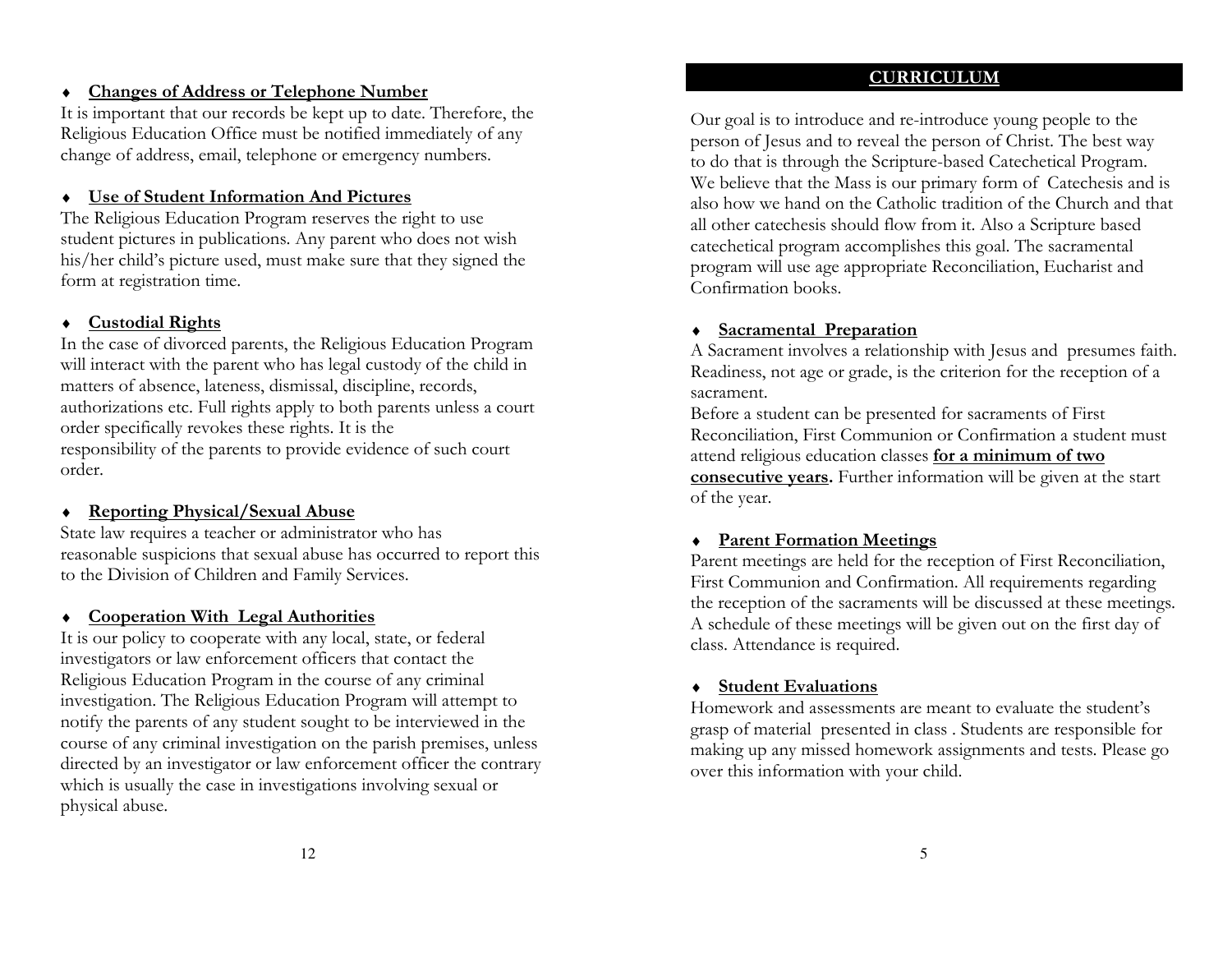- **Changes of Address or Telephone Number**

It is important that our records be kept up to date. Therefore, the Religious Education Office must be notified immediately of any change of address, email, telephone or emergency numbers.

- **Use of Student Information And Pictures**

The Religious Education Program reserves the right to use student pictures in publications. Any parent who does not wish his/her child's picture used, must make sure that they signed the form at registration time.

- **Custodial Rights**

In the case of divorced parents, the Religious Education Program will interact with the parent who has legal custody of the child in matters of absence, lateness, dismissal, discipline, records, authorizations etc. Full rights apply to both parents unless a court order specifically revokes these rights. It is the responsibility of the parents to provide evidence of such court order.

- **Reporting Physical/Sexual Abuse**

State law requires a teacher or administrator who has reasonable suspicions that sexual abuse has occurred to report this to the Division of Children and Family Services.

- **Cooperation With Legal Authorities**

It is our policy to cooperate with any local, state, or federal investigators or law enforcement officers that contact the Religious Education Program in the course of any criminal investigation. The Religious Education Program will attempt to notify the parents of any student sought to be interviewed in the course of any criminal investigation on the parish premises, unless directed by an investigator or law enforcement officer the contrary which is usually the case in investigations involving sexual or physical abuse.

## CURRICULUM

Our goal is to introduce and re-introduce young people to the person of Jesus and to reveal the person of Christ. The best way to do that is through the Scripture-based Catechetical Program. We believe that the Mass is our primary form of Catechesis and is also how we hand on the Catholic tradition of the Church and that all other catechesis should flow from it. Also a Scripture based catechetical program accomplishes this goal. The sacramental program will use age appropriate Reconciliation, Eucharist and Confirmation books.

- **Sacramental Preparation**

A Sacrament involves a relationship with Jesus and presumes faith. Readiness, not age or grade, is the criterion for the reception of a sacrament.
Before a student can be presented for sacraments of First Reconciliation, First Communion or Confirmation a student must attend religious education classes **for a minimum of two consecutive years.** Further information will be given at the start of the year.

- **Parent Formation Meetings**

Parent meetings are held for the reception of First Reconciliation, First Communion and Confirmation. All requirements regarding the reception of the sacraments will be discussed at these meetings. A schedule of these meetings will be given out on the first day of class. Attendance is required.

- **Student Evaluations**

Homework and assessments are meant to evaluate the student's grasp of material presented in class . Students are responsible for making up any missed homework assignments and tests. Please go over this information with your child.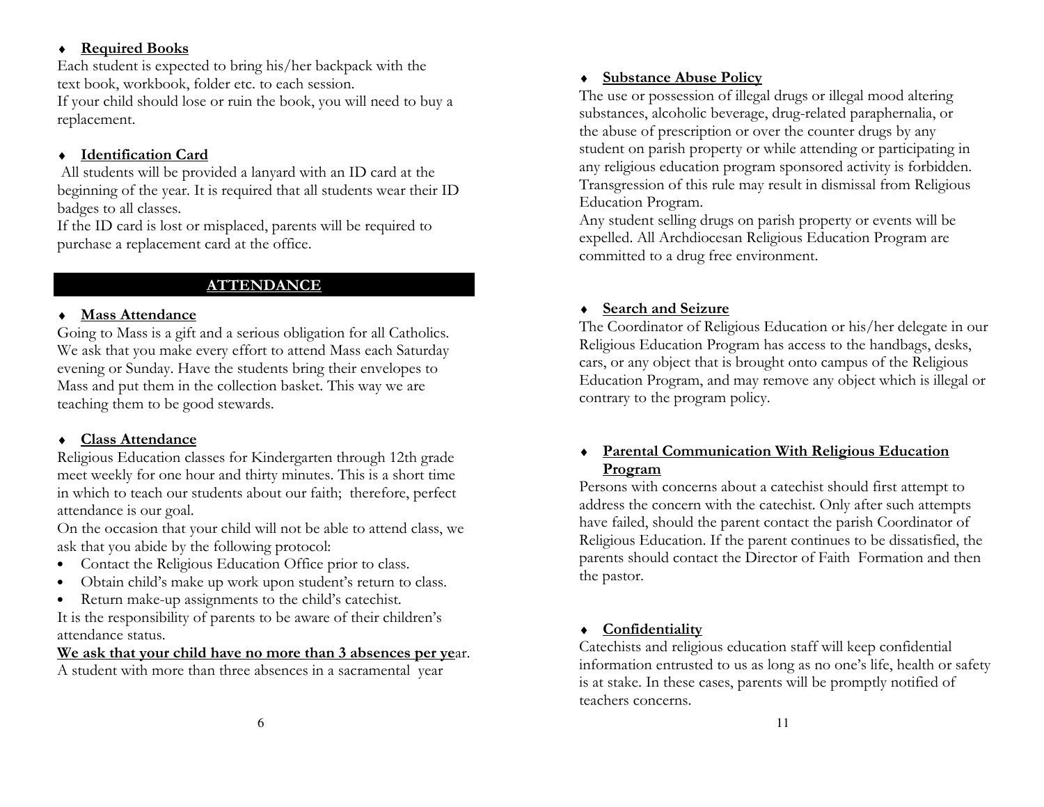- **Required Books**

Each student is expected to bring his/her backpack with the text book, workbook, folder etc. to each session.
If your child should lose or ruin the book, you will need to buy a replacement.

- **Identification Card**

All students will be provided a lanyard with an ID card at the beginning of the year. It is required that all students wear their ID badges to all classes.
If the ID card is lost or misplaced, parents will be required to purchase a replacement card at the office.

## ATTENDANCE

- **Mass Attendance**

Going to Mass is a gift and a serious obligation for all Catholics. We ask that you make every effort to attend Mass each Saturday evening or Sunday. Have the students bring their envelopes to Mass and put them in the collection basket. This way we are teaching them to be good stewards.

- **Class Attendance**

Religious Education classes for Kindergarten through 12th grade meet weekly for one hour and thirty minutes. This is a short time in which to teach our students about our faith; therefore, perfect attendance is our goal.
On the occasion that your child will not be able to attend class, we ask that you abide by the following protocol:

- Contact the Religious Education Office prior to class.
- Obtain child's make up work upon student's return to class.
- Return make-up assignments to the child's catechist.

It is the responsibility of parents to be aware of their children's attendance status.
**We ask that your child have no more than 3 absences per ye**ar.
A student with more than three absences in a sacramental year

- **Substance Abuse Policy**

The use or possession of illegal drugs or illegal mood altering substances, alcoholic beverage, drug-related paraphernalia, or the abuse of prescription or over the counter drugs by any student on parish property or while attending or participating in any religious education program sponsored activity is forbidden. Transgression of this rule may result in dismissal from Religious Education Program.
Any student selling drugs on parish property or events will be expelled. All Archdiocesan Religious Education Program are committed to a drug free environment.

- **Search and Seizure**

The Coordinator of Religious Education or his/her delegate in our Religious Education Program has access to the handbags, desks, cars, or any object that is brought onto campus of the Religious Education Program, and may remove any object which is illegal or contrary to the program policy.

- **Parental Communication With Religious Education Program**

Persons with concerns about a catechist should first attempt to address the concern with the catechist. Only after such attempts have failed, should the parent contact the parish Coordinator of Religious Education. If the parent continues to be dissatisfied, the parents should contact the Director of Faith Formation and then the pastor.

- **Confidentiality**

Catechists and religious education staff will keep confidential information entrusted to us as long as no one's life, health or safety is at stake. In these cases, parents will be promptly notified of teachers concerns.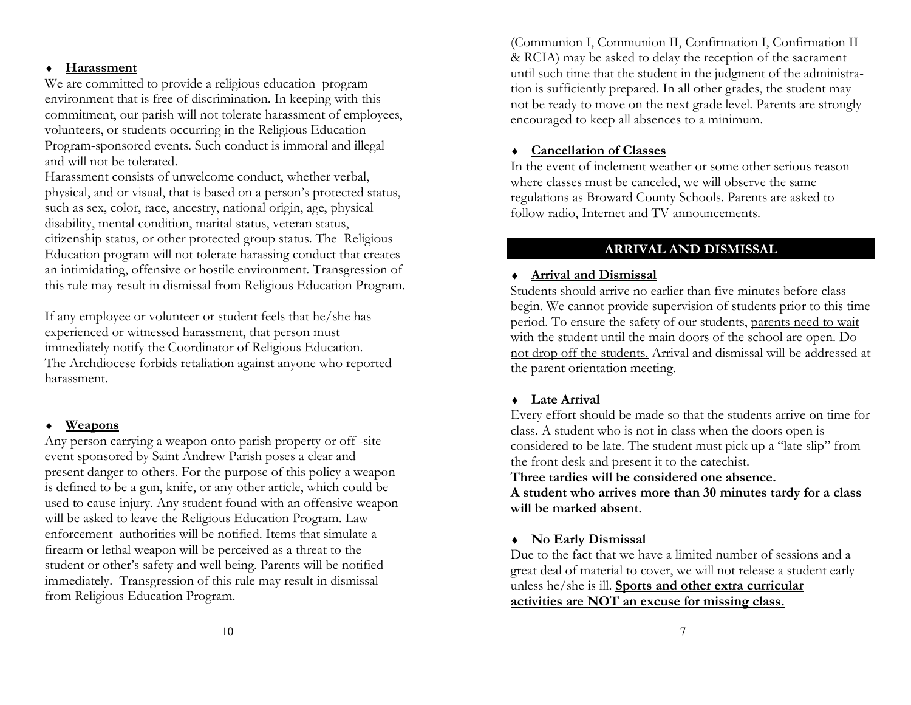- **Harassment**

We are committed to provide a religious education program environment that is free of discrimination. In keeping with this commitment, our parish will not tolerate harassment of employees, volunteers, or students occurring in the Religious Education Program-sponsored events. Such conduct is immoral and illegal and will not be tolerated.

Harassment consists of unwelcome conduct, whether verbal, physical, and or visual, that is based on a person's protected status, such as sex, color, race, ancestry, national origin, age, physical disability, mental condition, marital status, veteran status, citizenship status, or other protected group status. The Religious Education program will not tolerate harassing conduct that creates an intimidating, offensive or hostile environment. Transgression of this rule may result in dismissal from Religious Education Program.

If any employee or volunteer or student feels that he/she has experienced or witnessed harassment, that person must immediately notify the Coordinator of Religious Education. The Archdiocese forbids retaliation against anyone who reported harassment.

- **Weapons**

Any person carrying a weapon onto parish property or off -site event sponsored by Saint Andrew Parish poses a clear and present danger to others. For the purpose of this policy a weapon is defined to be a gun, knife, or any other article, which could be used to cause injury. Any student found with an offensive weapon will be asked to leave the Religious Education Program. Law enforcement authorities will be notified. Items that simulate a firearm or lethal weapon will be perceived as a threat to the student or other's safety and well being. Parents will be notified immediately. Transgression of this rule may result in dismissal from Religious Education Program.

(Communion I, Communion II, Confirmation I, Confirmation II & RCIA) may be asked to delay the reception of the sacrament until such time that the student in the judgment of the administration is sufficiently prepared. In all other grades, the student may not be ready to move on the next grade level. Parents are strongly encouraged to keep all absences to a minimum.

- **Cancellation of Classes**

In the event of inclement weather or some other serious reason where classes must be canceled, we will observe the same regulations as Broward County Schools. Parents are asked to follow radio, Internet and TV announcements.

## ARRIVAL AND DISMISSAL

- **Arrival and Dismissal**

Students should arrive no earlier than five minutes before class begin. We cannot provide supervision of students prior to this time period. To ensure the safety of our students, parents need to wait with the student until the main doors of the school are open. Do not drop off the students. Arrival and dismissal will be addressed at the parent orientation meeting.

- **Late Arrival**

Every effort should be made so that the students arrive on time for class. A student who is not in class when the doors open is considered to be late. The student must pick up a "late slip" from the front desk and present it to the catechist.

**Three tardies will be considered one absence.**

**A student who arrives more than 30 minutes tardy for a class will be marked absent.**

- **No Early Dismissal**

Due to the fact that we have a limited number of sessions and a great deal of material to cover, we will not release a student early unless he/she is ill. **Sports and other extra curricular activities are NOT an excuse for missing class.**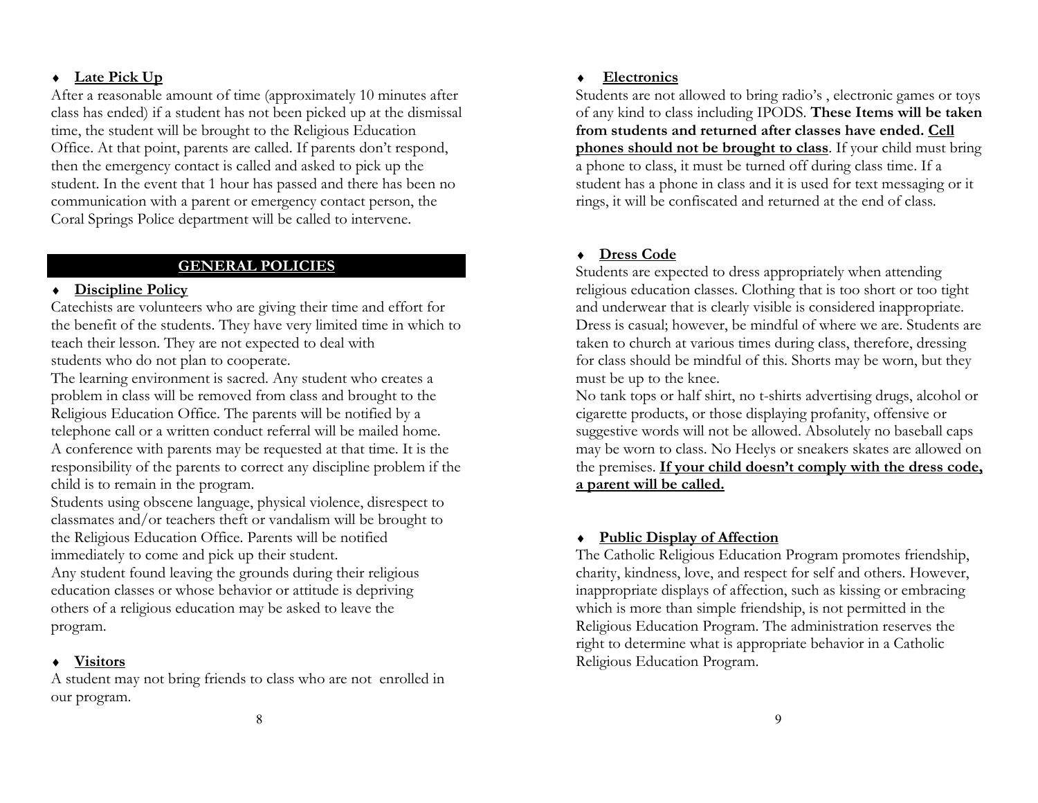- **Late Pick Up**

After a reasonable amount of time (approximately 10 minutes after class has ended) if a student has not been picked up at the dismissal time, the student will be brought to the Religious Education Office. At that point, parents are called. If parents don't respond, then the emergency contact is called and asked to pick up the student. In the event that 1 hour has passed and there has been no communication with a parent or emergency contact person, the Coral Springs Police department will be called to intervene.

## GENERAL POLICIES

- **Discipline Policy**

Catechists are volunteers who are giving their time and effort for the benefit of the students. They have very limited time in which to teach their lesson. They are not expected to deal with students who do not plan to cooperate.

The learning environment is sacred. Any student who creates a problem in class will be removed from class and brought to the Religious Education Office. The parents will be notified by a telephone call or a written conduct referral will be mailed home. A conference with parents may be requested at that time. It is the responsibility of the parents to correct any discipline problem if the child is to remain in the program.

Students using obscene language, physical violence, disrespect to classmates and/or teachers theft or vandalism will be brought to the Religious Education Office. Parents will be notified immediately to come and pick up their student.

Any student found leaving the grounds during their religious education classes or whose behavior or attitude is depriving others of a religious education may be asked to leave the program.

- **Visitors**

A student may not bring friends to class who are not enrolled in our program.

- **Electronics**

Students are not allowed to bring radio's , electronic games or toys of any kind to class including IPODS. **These Items will be taken from students and returned after classes have ended. Cell phones should not be brought to class**. If your child must bring a phone to class, it must be turned off during class time. If a student has a phone in class and it is used for text messaging or it rings, it will be confiscated and returned at the end of class.

- **Dress Code**

Students are expected to dress appropriately when attending religious education classes. Clothing that is too short or too tight and underwear that is clearly visible is considered inappropriate. Dress is casual; however, be mindful of where we are. Students are taken to church at various times during class, therefore, dressing for class should be mindful of this. Shorts may be worn, but they must be up to the knee.

No tank tops or half shirt, no t-shirts advertising drugs, alcohol or cigarette products, or those displaying profanity, offensive or suggestive words will not be allowed. Absolutely no baseball caps may be worn to class. No Heelys or sneakers skates are allowed on the premises. **If your child doesn't comply with the dress code, a parent will be called.**

- **Public Display of Affection**

The Catholic Religious Education Program promotes friendship, charity, kindness, love, and respect for self and others. However, inappropriate displays of affection, such as kissing or embracing which is more than simple friendship, is not permitted in the Religious Education Program. The administration reserves the right to determine what is appropriate behavior in a Catholic Religious Education Program.